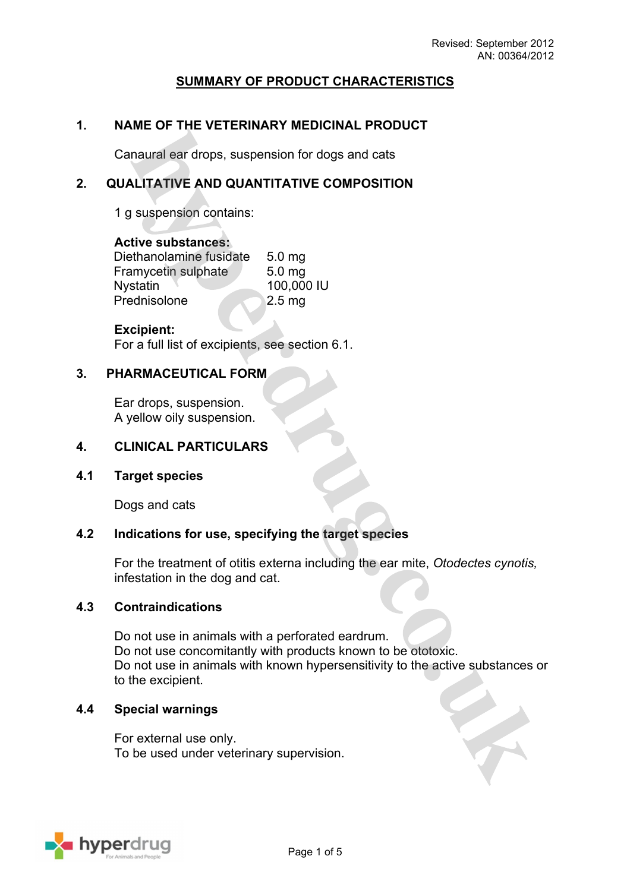Revised: September 2012
AN: 00364/2012

# SUMMARY OF PRODUCT CHARACTERISTICS

## 1. NAME OF THE VETERINARY MEDICINAL PRODUCT

Canaural ear drops, suspension for dogs and cats

## 2. QUALITATIVE AND QUANTITATIVE COMPOSITION

1 g suspension contains:

**Active substances:**

| | |
|---|---|
| Diethanolamine fusidate | 5.0 mg |
| Framycetin sulphate | 5.0 mg |
| Nystatin | 100,000 IU |
| Prednisolone | 2.5 mg |

**Excipient:**
For a full list of excipients, see section 6.1.

## 3. PHARMACEUTICAL FORM

Ear drops, suspension.
A yellow oily suspension.

## 4. CLINICAL PARTICULARS

### 4.1 Target species

Dogs and cats

### 4.2 Indications for use, specifying the target species

For the treatment of otitis externa including the ear mite, *Otodectes cynotis,* infestation in the dog and cat.

### 4.3 Contraindications

Do not use in animals with a perforated eardrum.
Do not use concomitantly with products known to be ototoxic.
Do not use in animals with known hypersensitivity to the active substances or to the excipient.

### 4.4 Special warnings

For external use only.
To be used under veterinary supervision.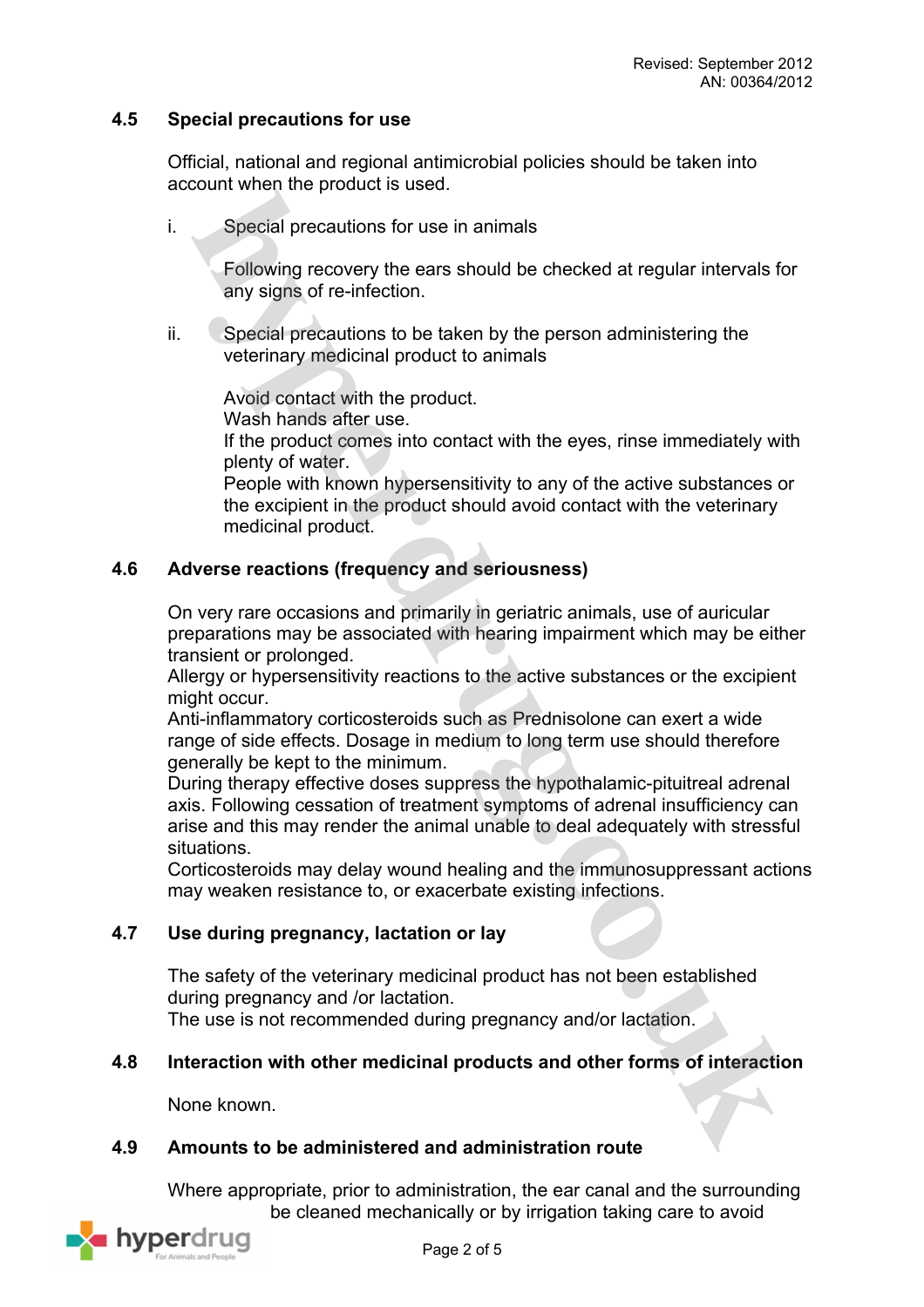## 4.5 Special precautions for use

Official, national and regional antimicrobial policies should be taken into account when the product is used.

i. Special precautions for use in animals

Following recovery the ears should be checked at regular intervals for any signs of re-infection.

ii. Special precautions to be taken by the person administering the veterinary medicinal product to animals

Avoid contact with the product.
Wash hands after use.
If the product comes into contact with the eyes, rinse immediately with plenty of water.
People with known hypersensitivity to any of the active substances or the excipient in the product should avoid contact with the veterinary medicinal product.

## 4.6 Adverse reactions (frequency and seriousness)

On very rare occasions and primarily in geriatric animals, use of auricular preparations may be associated with hearing impairment which may be either transient or prolonged.
Allergy or hypersensitivity reactions to the active substances or the excipient might occur.
Anti-inflammatory corticosteroids such as Prednisolone can exert a wide range of side effects. Dosage in medium to long term use should therefore generally be kept to the minimum.
During therapy effective doses suppress the hypothalamic-pituitreal adrenal axis. Following cessation of treatment symptoms of adrenal insufficiency can arise and this may render the animal unable to deal adequately with stressful situations.
Corticosteroids may delay wound healing and the immunosuppressant actions may weaken resistance to, or exacerbate existing infections.

## 4.7 Use during pregnancy, lactation or lay

The safety of the veterinary medicinal product has not been established during pregnancy and /or lactation.
The use is not recommended during pregnancy and/or lactation.

## 4.8 Interaction with other medicinal products and other forms of interaction

None known.

## 4.9 Amounts to be administered and administration route

Where appropriate, prior to administration, the ear canal and the surrounding be cleaned mechanically or by irrigation taking care to avoid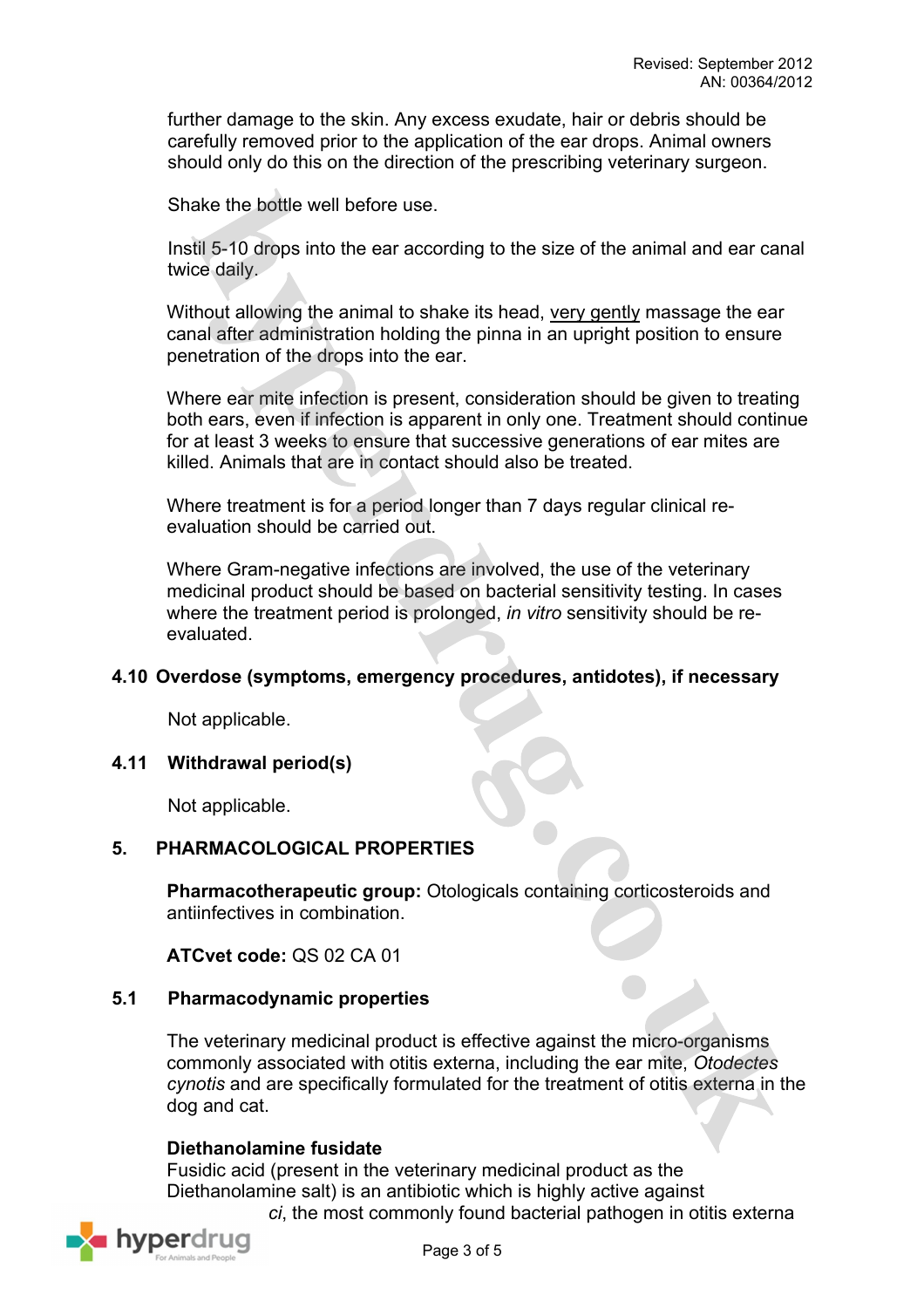further damage to the skin. Any excess exudate, hair or debris should be carefully removed prior to the application of the ear drops. Animal owners should only do this on the direction of the prescribing veterinary surgeon.

Shake the bottle well before use.

Instil 5-10 drops into the ear according to the size of the animal and ear canal twice daily.

Without allowing the animal to shake its head, very gently massage the ear canal after administration holding the pinna in an upright position to ensure penetration of the drops into the ear.

Where ear mite infection is present, consideration should be given to treating both ears, even if infection is apparent in only one. Treatment should continue for at least 3 weeks to ensure that successive generations of ear mites are killed. Animals that are in contact should also be treated.

Where treatment is for a period longer than 7 days regular clinical re-evaluation should be carried out.

Where Gram-negative infections are involved, the use of the veterinary medicinal product should be based on bacterial sensitivity testing. In cases where the treatment period is prolonged, *in vitro* sensitivity should be re-evaluated.

### 4.10 Overdose (symptoms, emergency procedures, antidotes), if necessary

Not applicable.

### 4.11 Withdrawal period(s)

Not applicable.

## 5. PHARMACOLOGICAL PROPERTIES

**Pharmacotherapeutic group:** Otologicals containing corticosteroids and antiinfectives in combination.

**ATCvet code:** QS 02 CA 01

### 5.1 Pharmacodynamic properties

The veterinary medicinal product is effective against the micro-organisms commonly associated with otitis externa, including the ear mite, *Otodectes cynotis* and are specifically formulated for the treatment of otitis externa in the dog and cat.

**Diethanolamine fusidate**
Fusidic acid (present in the veterinary medicinal product as the Diethanolamine salt) is an antibiotic which is highly active against *ci*, the most commonly found bacterial pathogen in otitis externa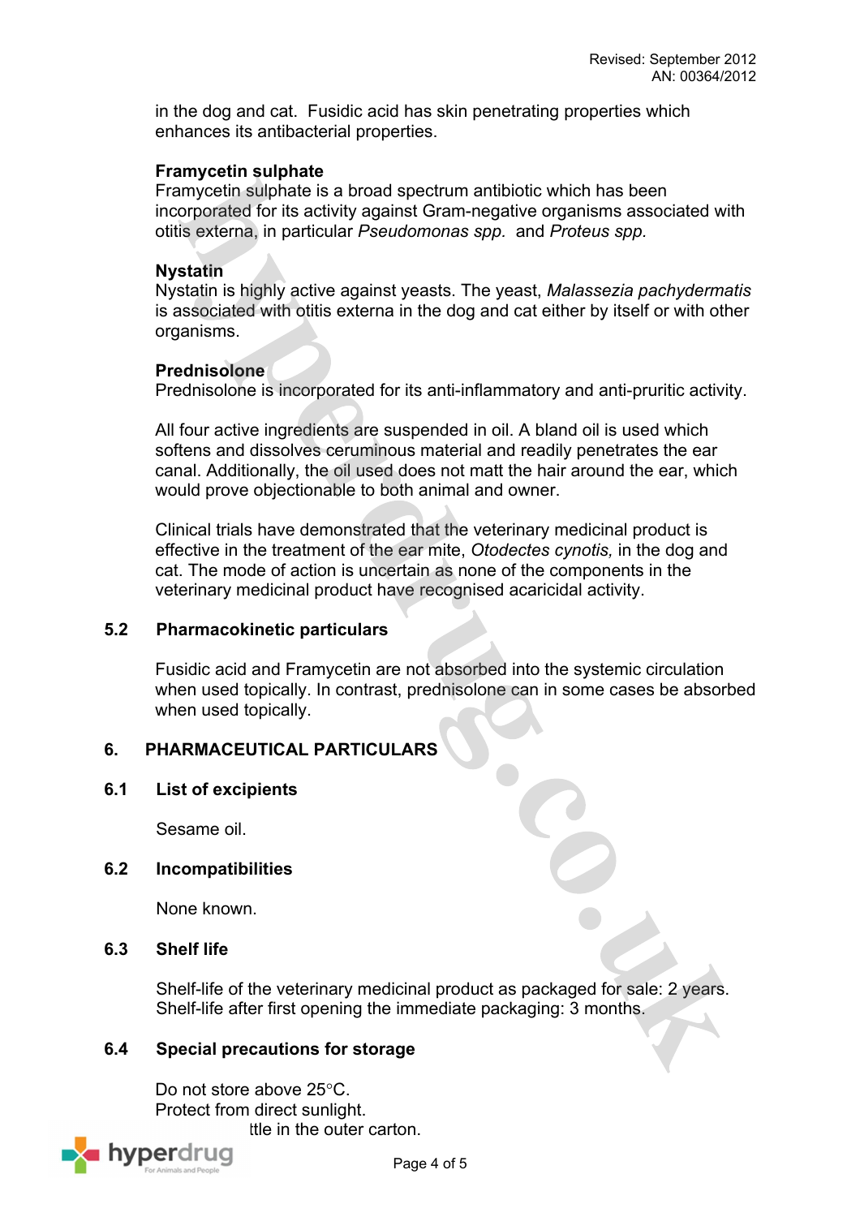in the dog and cat. Fusidic acid has skin penetrating properties which enhances its antibacterial properties.

**Framycetin sulphate**
Framycetin sulphate is a broad spectrum antibiotic which has been incorporated for its activity against Gram-negative organisms associated with otitis externa, in particular *Pseudomonas spp.* and *Proteus spp.*

**Nystatin**
Nystatin is highly active against yeasts. The yeast, *Malassezia pachydermatis* is associated with otitis externa in the dog and cat either by itself or with other organisms.

**Prednisolone**
Prednisolone is incorporated for its anti-inflammatory and anti-pruritic activity.

All four active ingredients are suspended in oil. A bland oil is used which softens and dissolves ceruminous material and readily penetrates the ear canal. Additionally, the oil used does not matt the hair around the ear, which would prove objectionable to both animal and owner.

Clinical trials have demonstrated that the veterinary medicinal product is effective in the treatment of the ear mite, *Otodectes cynotis,* in the dog and cat. The mode of action is uncertain as none of the components in the veterinary medicinal product have recognised acaricidal activity.

## 5.2 Pharmacokinetic particulars

Fusidic acid and Framycetin are not absorbed into the systemic circulation when used topically. In contrast, prednisolone can in some cases be absorbed when used topically.

# 6. PHARMACEUTICAL PARTICULARS

## 6.1 List of excipients

Sesame oil.

## 6.2 Incompatibilities

None known.

## 6.3 Shelf life

Shelf-life of the veterinary medicinal product as packaged for sale: 2 years.
Shelf-life after first opening the immediate packaging: 3 months.

## 6.4 Special precautions for storage

Do not store above 25°C.
Protect from direct sunlight.
ttle in the outer carton.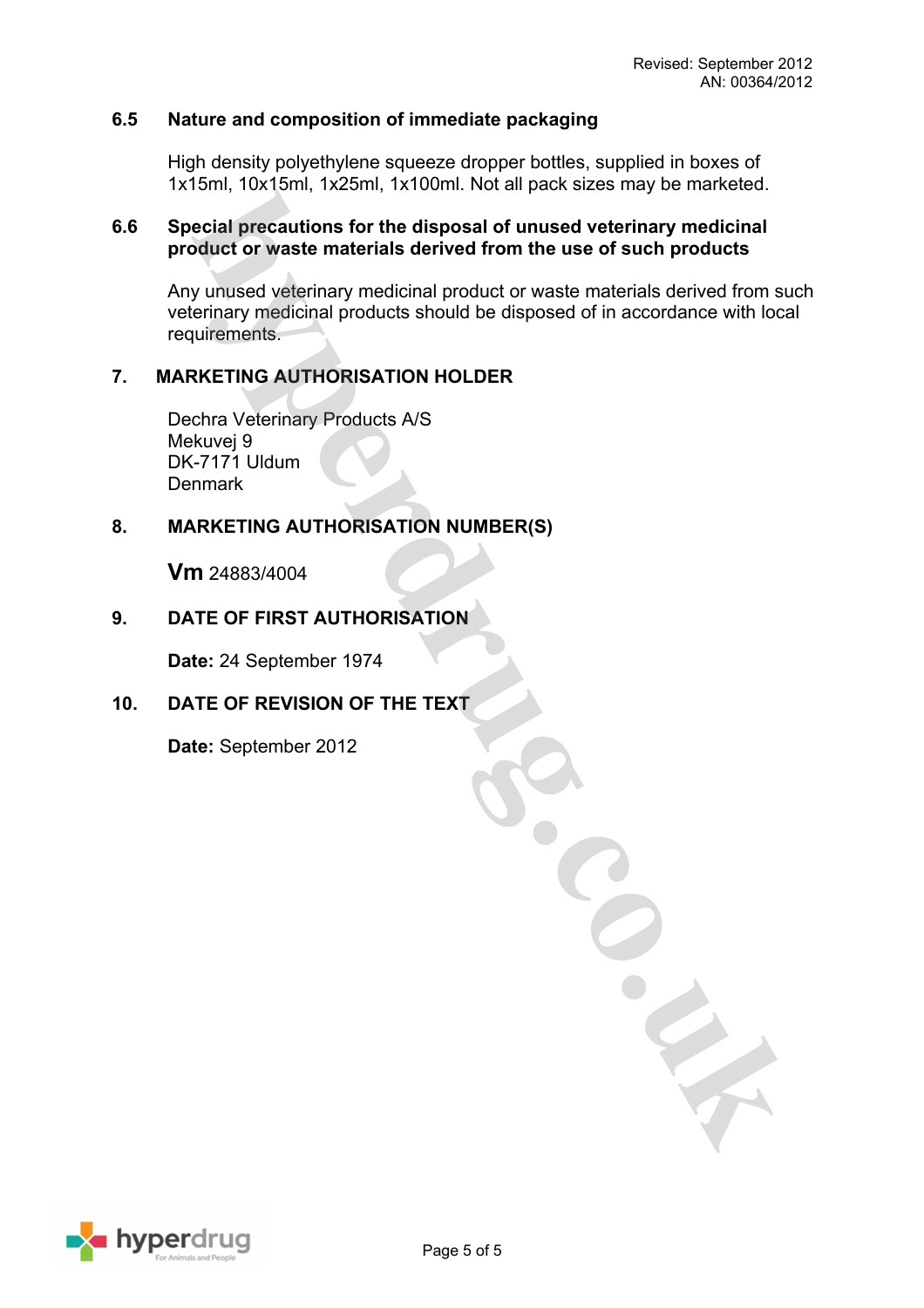### 6.5 Nature and composition of immediate packaging

High density polyethylene squeeze dropper bottles, supplied in boxes of 1x15ml, 10x15ml, 1x25ml, 1x100ml. Not all pack sizes may be marketed.

### 6.6 Special precautions for the disposal of unused veterinary medicinal product or waste materials derived from the use of such products

Any unused veterinary medicinal product or waste materials derived from such veterinary medicinal products should be disposed of in accordance with local requirements.

## 7. MARKETING AUTHORISATION HOLDER

Dechra Veterinary Products A/S
Mekuvej 9
DK-7171 Uldum
Denmark

## 8. MARKETING AUTHORISATION NUMBER(S)

**Vm** 24883/4004

## 9. DATE OF FIRST AUTHORISATION

**Date:** 24 September 1974

## 10. DATE OF REVISION OF THE TEXT

**Date:** September 2012